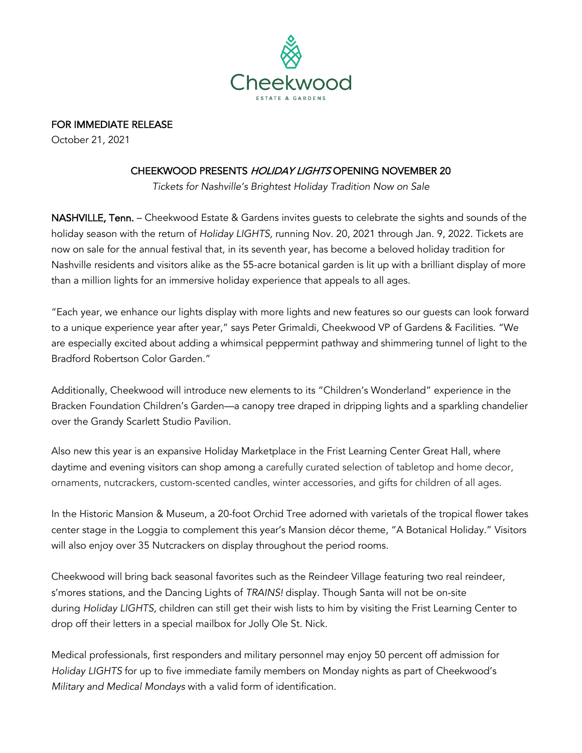Cheekwood

ESTATE & GARDENS

FOR IMMEDIATE RELEASE

October 21, 2021

# CHEEKWOOD PRESENTS *HOLIDAY LIGHTS* OPENING NOVEMBER 20

*Tickets for Nashville's Brightest Holiday Tradition Now on Sale*

**NASHVILLE, Tenn.** – Cheekwood Estate & Gardens invites guests to celebrate the sights and sounds of the holiday season with the return of *Holiday LIGHTS,* running Nov. 20, 2021 through Jan. 9, 2022. Tickets are now on sale for the annual festival that, in its seventh year, has become a beloved holiday tradition for Nashville residents and visitors alike as the 55-acre botanical garden is lit up with a brilliant display of more than a million lights for an immersive holiday experience that appeals to all ages.

"Each year, we enhance our lights display with more lights and new features so our guests can look forward to a unique experience year after year," says Peter Grimaldi, Cheekwood VP of Gardens & Facilities. "We are especially excited about adding a whimsical peppermint pathway and shimmering tunnel of light to the Bradford Robertson Color Garden."

Additionally, Cheekwood will introduce new elements to its "Children's Wonderland" experience in the Bracken Foundation Children's Garden—a canopy tree draped in dripping lights and a sparkling chandelier over the Grandy Scarlett Studio Pavilion.

Also new this year is an expansive Holiday Marketplace in the Frist Learning Center Great Hall, where daytime and evening visitors can shop among a carefully curated selection of tabletop and home decor, ornaments, nutcrackers, custom-scented candles, winter accessories, and gifts for children of all ages.

In the Historic Mansion & Museum, a 20-foot Orchid Tree adorned with varietals of the tropical flower takes center stage in the Loggia to complement this year's Mansion décor theme, "A Botanical Holiday." Visitors will also enjoy over 35 Nutcrackers on display throughout the period rooms.

Cheekwood will bring back seasonal favorites such as the Reindeer Village featuring two real reindeer, s'mores stations, and the Dancing Lights of *TRAINS!* display. Though Santa will not be on-site during *Holiday LIGHTS*, children can still get their wish lists to him by visiting the Frist Learning Center to drop off their letters in a special mailbox for Jolly Ole St. Nick.

Medical professionals, first responders and military personnel may enjoy 50 percent off admission for *Holiday LIGHTS* for up to five immediate family members on Monday nights as part of Cheekwood's *Military and Medical Mondays* with a valid form of identification.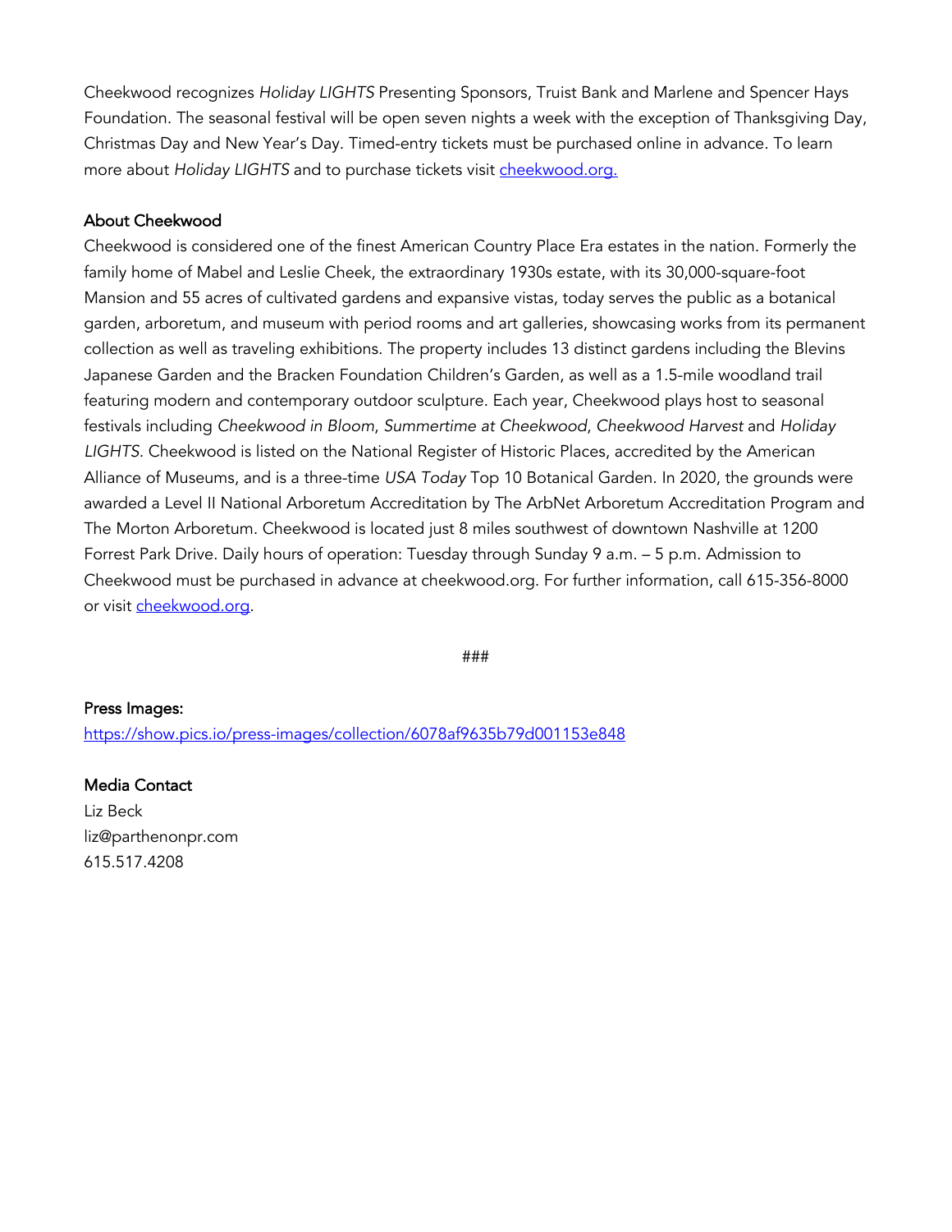Cheekwood recognizes *Holiday LIGHTS* Presenting Sponsors, Truist Bank and Marlene and Spencer Hays Foundation. The seasonal festival will be open seven nights a week with the exception of Thanksgiving Day, Christmas Day and New Year's Day. Timed-entry tickets must be purchased online in advance. To learn more about *Holiday LIGHTS* and to purchase tickets visit [cheekwood.org.](cheekwood.org)

## About Cheekwood

Cheekwood is considered one of the finest American Country Place Era estates in the nation. Formerly the family home of Mabel and Leslie Cheek, the extraordinary 1930s estate, with its 30,000-square-foot Mansion and 55 acres of cultivated gardens and expansive vistas, today serves the public as a botanical garden, arboretum, and museum with period rooms and art galleries, showcasing works from its permanent collection as well as traveling exhibitions. The property includes 13 distinct gardens including the Blevins Japanese Garden and the Bracken Foundation Children's Garden, as well as a 1.5-mile woodland trail featuring modern and contemporary outdoor sculpture. Each year, Cheekwood plays host to seasonal festivals including *Cheekwood in Bloom*, *Summertime at Cheekwood*, *Cheekwood Harvest* and *Holiday LIGHTS*. Cheekwood is listed on the National Register of Historic Places, accredited by the American Alliance of Museums, and is a three-time *USA Today* Top 10 Botanical Garden. In 2020, the grounds were awarded a Level II National Arboretum Accreditation by The ArbNet Arboretum Accreditation Program and The Morton Arboretum. Cheekwood is located just 8 miles southwest of downtown Nashville at 1200 Forrest Park Drive. Daily hours of operation: Tuesday through Sunday 9 a.m. – 5 p.m. Admission to Cheekwood must be purchased in advance at cheekwood.org. For further information, call 615-356-8000 or visit [cheekwood.org](cheekwood.org).

###

## Press Images:

https://show.pics.io/press-images/collection/6078af9635b79d001153e848

## Media Contact

Liz Beck
liz@parthenonpr.com
615.517.4208